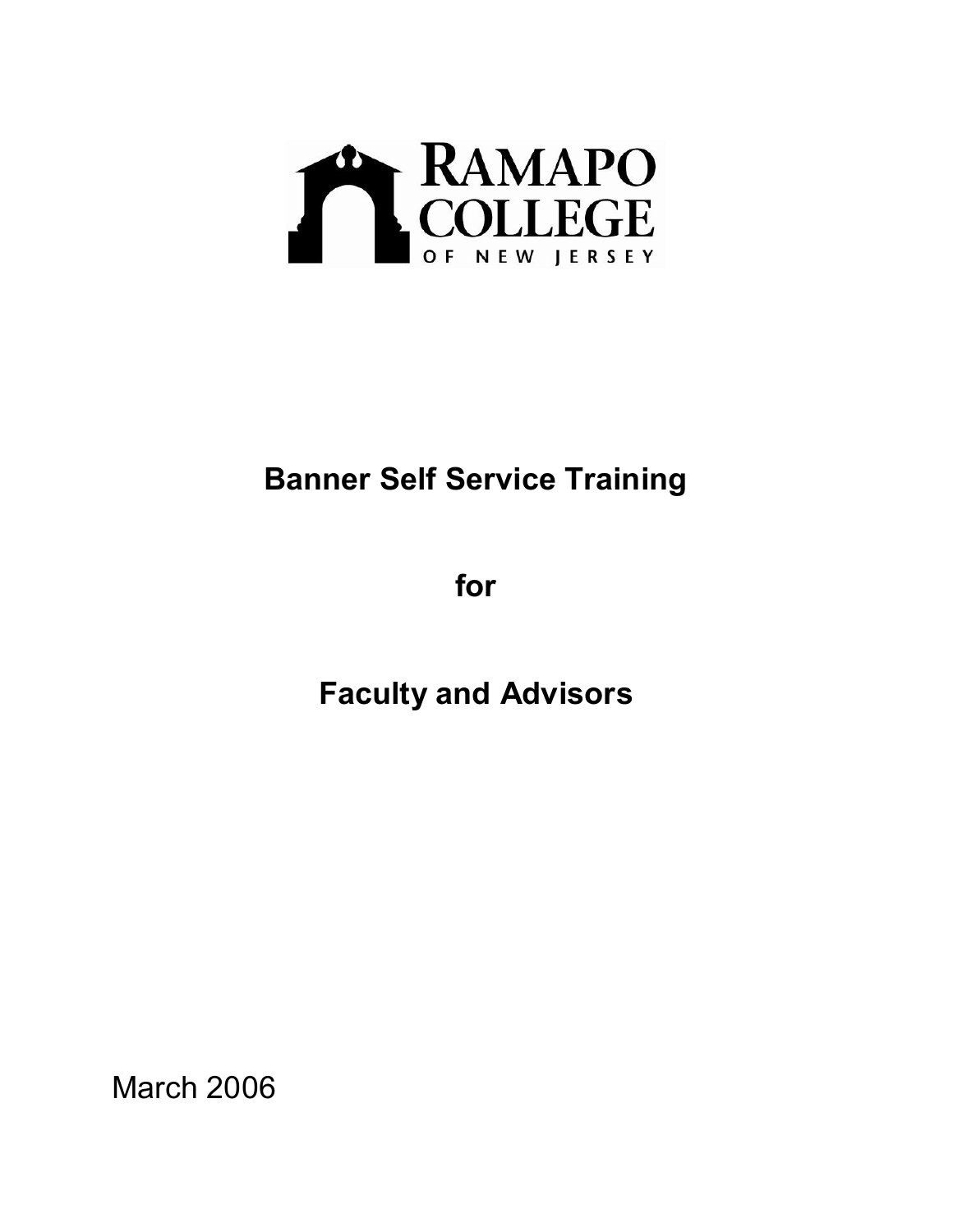RAMAPO COLLEGE OF NEW JERSEY

# Banner Self Service Training

# for

# Faculty and Advisors

March 2006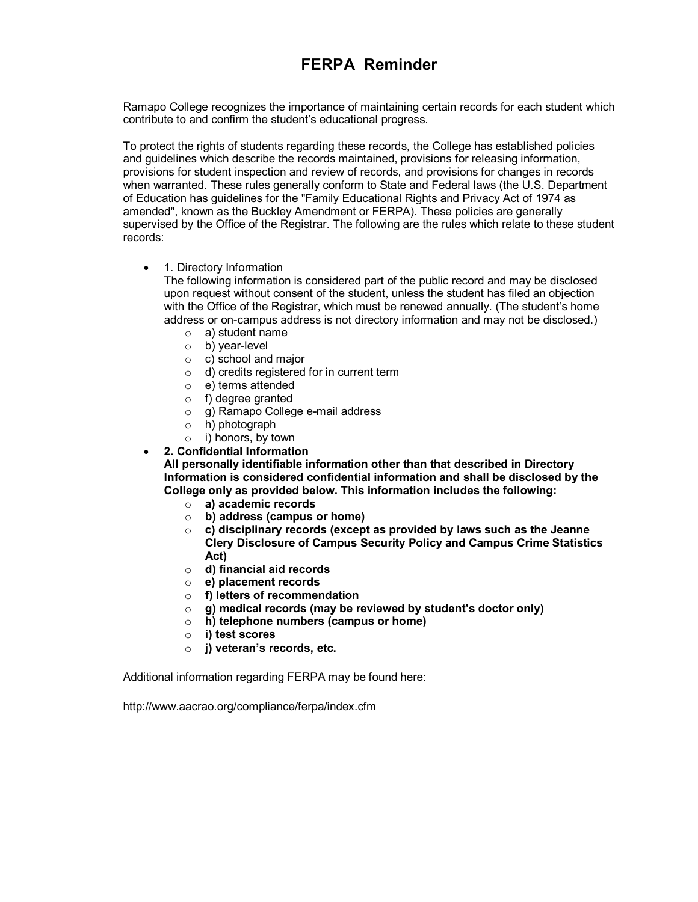# FERPA Reminder

Ramapo College recognizes the importance of maintaining certain records for each student which contribute to and confirm the student's educational progress.

To protect the rights of students regarding these records, the College has established policies and guidelines which describe the records maintained, provisions for releasing information, provisions for student inspection and review of records, and provisions for changes in records when warranted. These rules generally conform to State and Federal laws (the U.S. Department of Education has guidelines for the "Family Educational Rights and Privacy Act of 1974 as amended", known as the Buckley Amendment or FERPA). These policies are generally supervised by the Office of the Registrar. The following are the rules which relate to these student records:

- 1. Directory Information
  The following information is considered part of the public record and may be disclosed upon request without consent of the student, unless the student has filed an objection with the Office of the Registrar, which must be renewed annually. (The student's home address or on-campus address is not directory information and may not be disclosed.)
  - a) student name
  - b) year-level
  - c) school and major
  - d) credits registered for in current term
  - e) terms attended
  - f) degree granted
  - g) Ramapo College e-mail address
  - h) photograph
  - i) honors, by town
- **2. Confidential Information**
  **All personally identifiable information other than that described in Directory Information is considered confidential information and shall be disclosed by the College only as provided below. This information includes the following:**
  - **a) academic records**
  - **b) address (campus or home)**
  - **c) disciplinary records (except as provided by laws such as the Jeanne Clery Disclosure of Campus Security Policy and Campus Crime Statistics Act)**
  - **d) financial aid records**
  - **e) placement records**
  - **f) letters of recommendation**
  - **g) medical records (may be reviewed by student's doctor only)**
  - **h) telephone numbers (campus or home)**
  - **i) test scores**
  - **j) veteran's records, etc.**

Additional information regarding FERPA may be found here:

http://www.aacrao.org/compliance/ferpa/index.cfm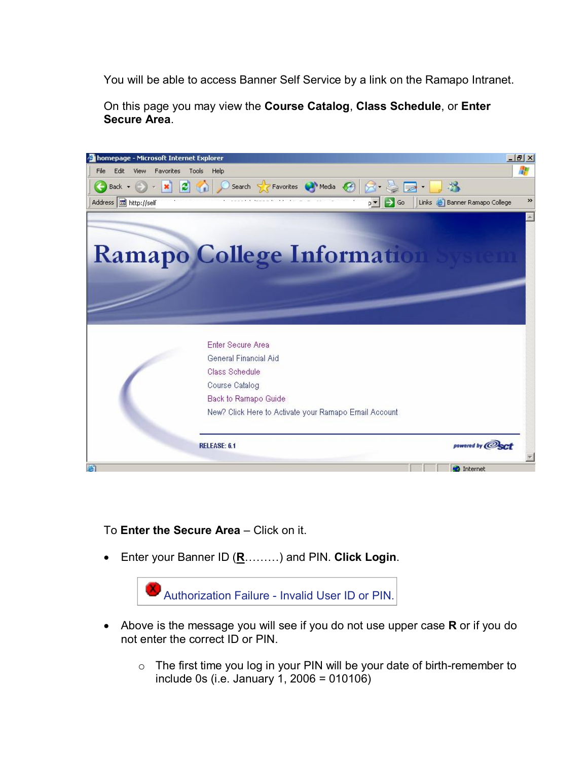You will be able to access Banner Self Service by a link on the Ramapo Intranet.

On this page you may view the **Course Catalog**, **Class Schedule**, or **Enter Secure Area**.

To **Enter the Secure Area** – Click on it.

- Enter your Banner ID (**R**………) and PIN. **Click Login**.

Authorization Failure - Invalid User ID or PIN.

- Above is the message you will see if you do not use upper case **R** or if you do not enter the correct ID or PIN.
    - The first time you log in your PIN will be your date of birth-remember to include 0s (i.e. January 1, 2006 = 010106)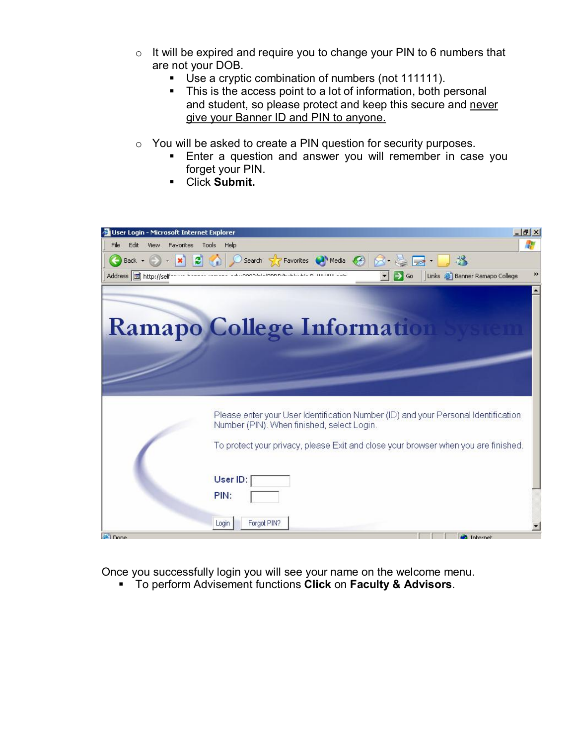- It will be expired and require you to change your PIN to 6 numbers that are not your DOB.
  - Use a cryptic combination of numbers (not 111111).
  - This is the access point to a lot of information, both personal and student, so please protect and keep this secure and <u>never give your Banner ID and PIN to anyone.</u>

- You will be asked to create a PIN question for security purposes.
  - Enter a question and answer you will remember in case you forget your PIN.
  - Click **Submit.**

Once you successfully login you will see your name on the welcome menu.

- To perform Advisement functions **Click** on **Faculty & Advisors**.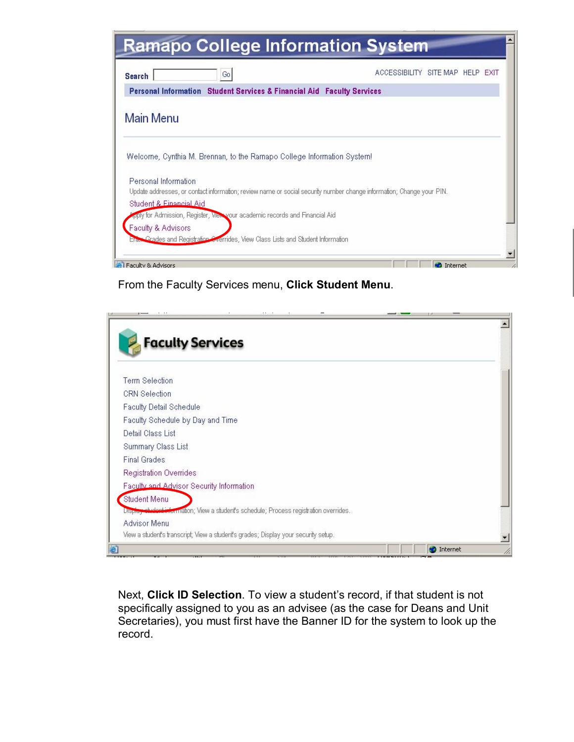From the Faculty Services menu, **Click Student Menu**.

Next, **Click ID Selection**. To view a student's record, if that student is not specifically assigned to you as an advisee (as the case for Deans and Unit Secretaries), you must first have the Banner ID for the system to look up the record.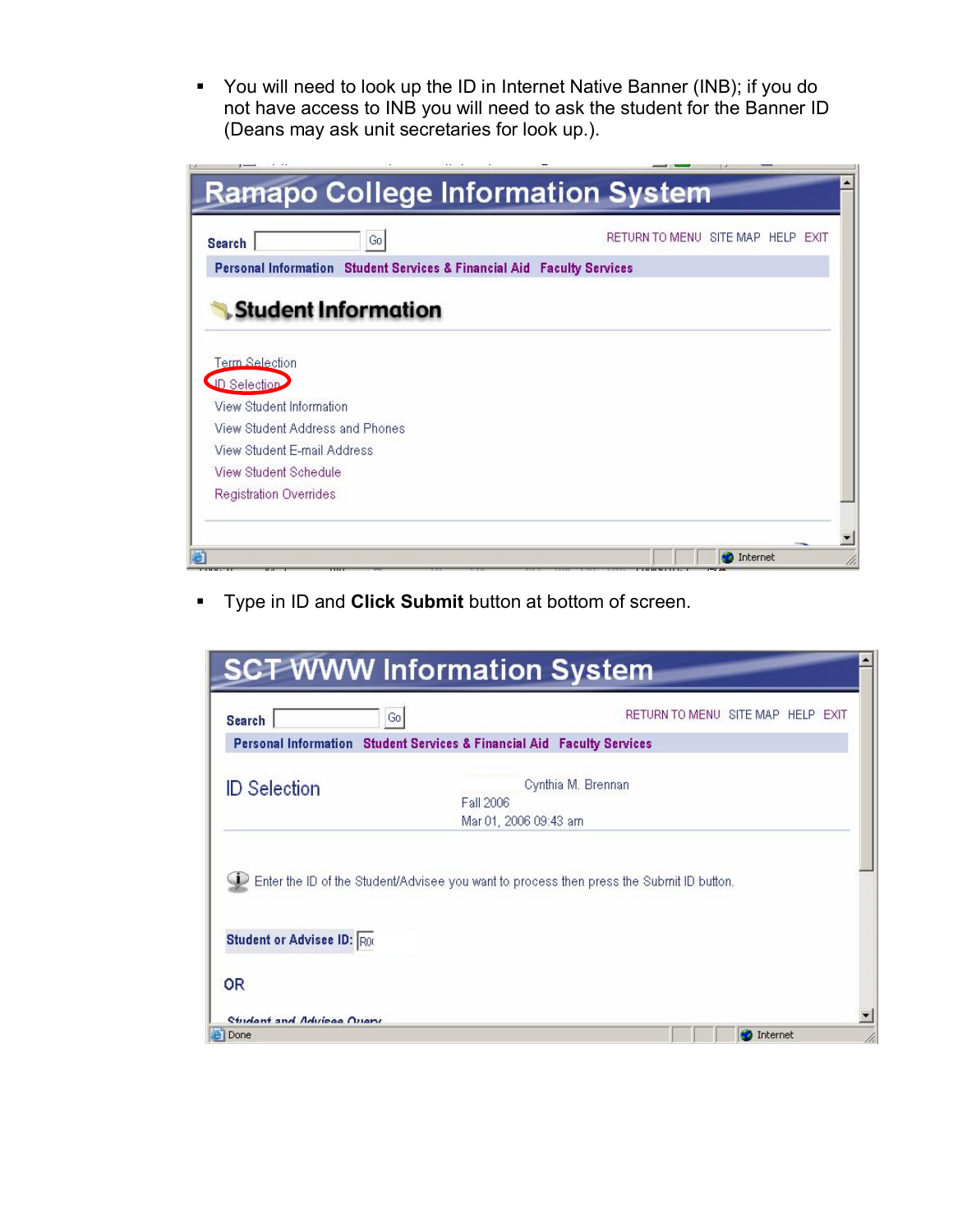- You will need to look up the ID in Internet Native Banner (INB); if you do not have access to INB you will need to ask the student for the Banner ID (Deans may ask unit secretaries for look up.).

- Type in ID and **Click Submit** button at bottom of screen.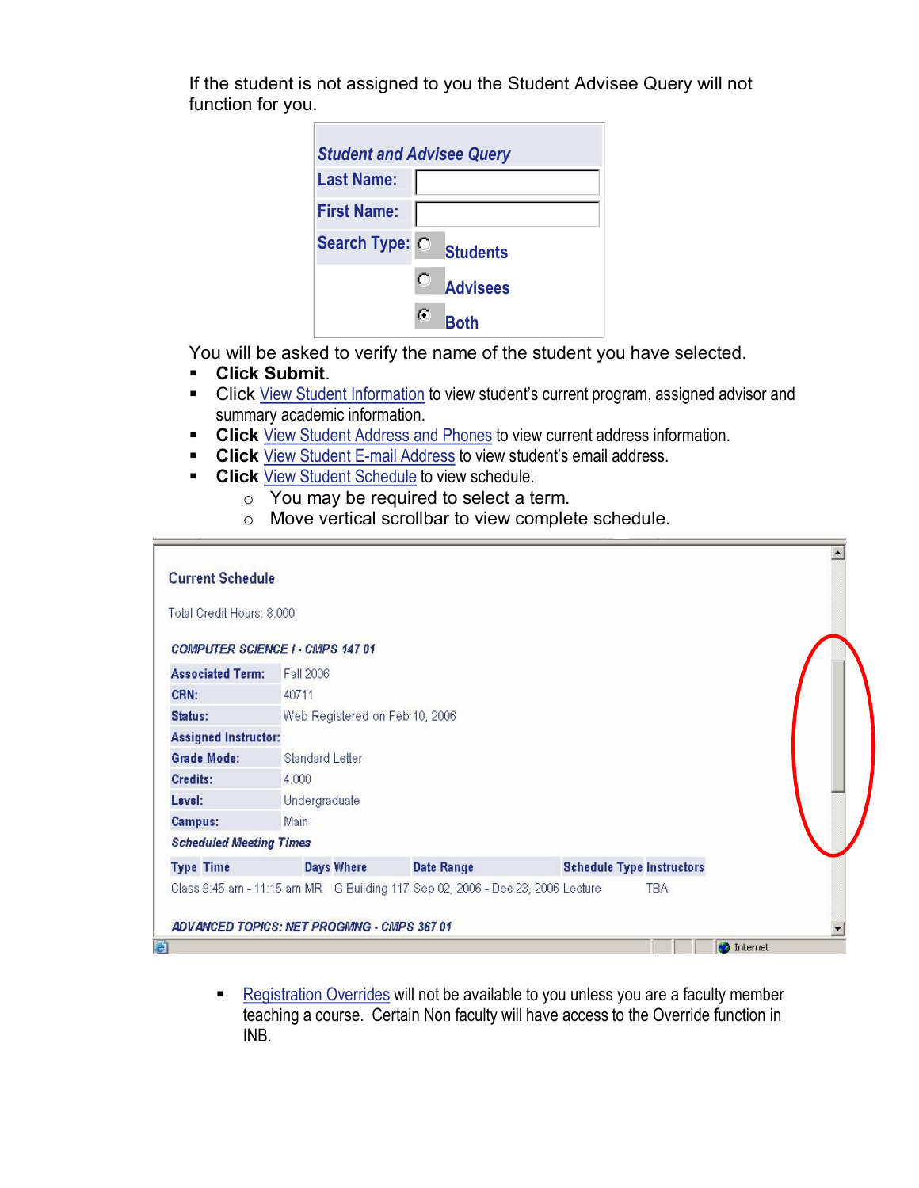If the student is not assigned to you the Student Advisee Query will not function for you.

**Student and Advise Query**

| | |
|---|---|
| **Last Name:** | |
| **First Name:** | |
| **Search Type:** | ○ Students |
| | ○ Advisees |
| | ◉ Both |

You will be asked to verify the name of the student you have selected.

- **Click Submit**.
- Click View Student Information to view student's current program, assigned advisor and summary academic information.
- **Click** View Student Address and Phones to view current address information.
- **Click** View Student E-mail Address to view student's email address.
- **Click** View Student Schedule to view schedule.
  - You may be required to select a term.
  - Move vertical scrollbar to view complete schedule.

**Current Schedule**

Total Credit Hours: 8.000

***COMPUTER SCIENCE I - CMPS 147 01***

| | |
|---|---|
| **Associated Term:** | Fall 2006 |
| **CRN:** | 40711 |
| **Status:** | Web Registered on Feb 10, 2006 |
| **Assigned Instructor:** | |
| **Grade Mode:** | Standard Letter |
| **Credits:** | 4.000 |
| **Level:** | Undergraduate |
| **Campus:** | Main |

***Scheduled Meeting Times***

| Type | Time | Days | Where | Date Range | Schedule Type | Instructors |
|---|---|---|---|---|---|---|
| Class | 9:45 am - 11:15 am | MR | G Building 117 | Sep 02, 2006 - Dec 23, 2006 | Lecture | TBA |

***ADVANCED TOPICS: NET PROGMNG - CMPS 367 01***

- Registration Overrides will not be available to you unless you are a faculty member teaching a course. Certain Non faculty will have access to the Override function in INB.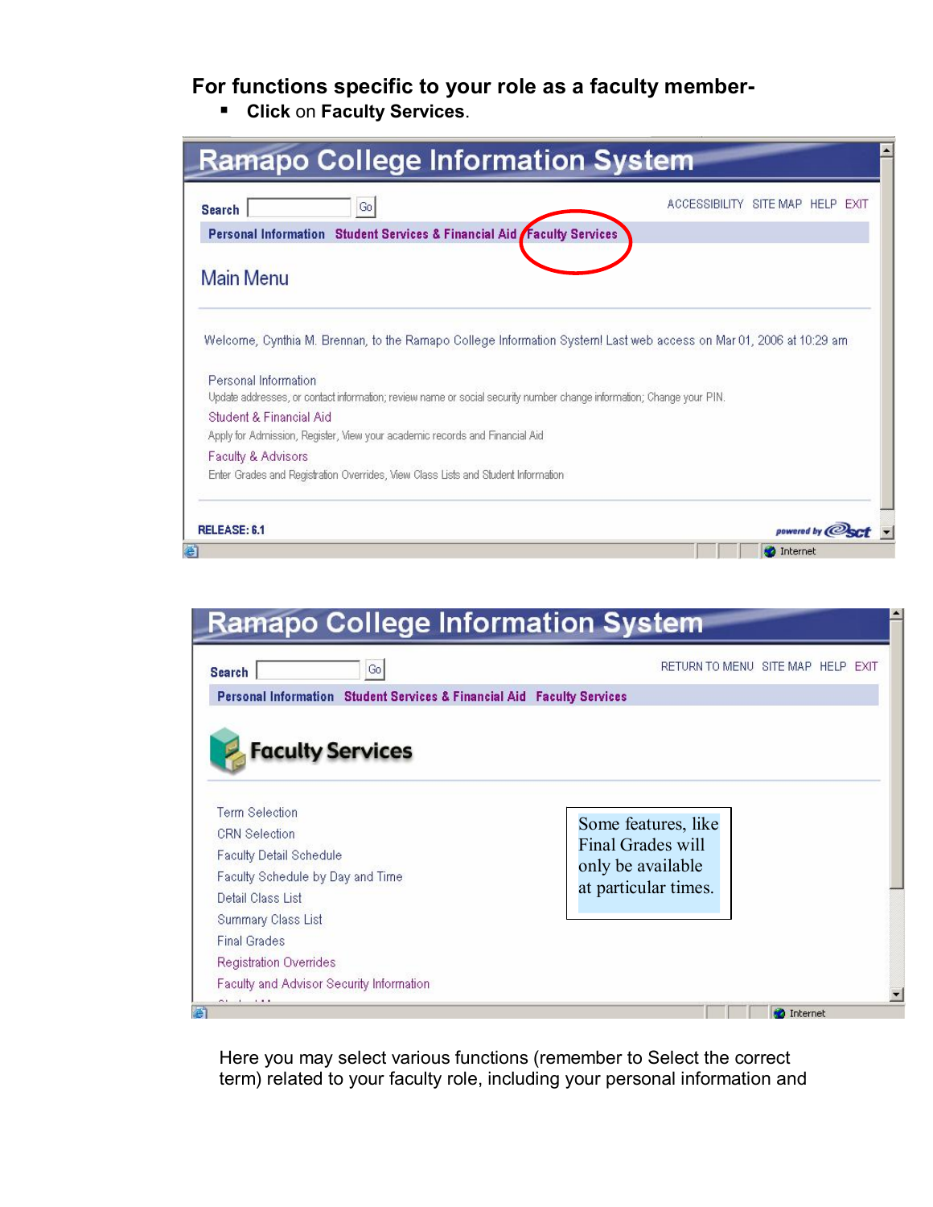**For functions specific to your role as a faculty member-**

- **Click** on **Faculty Services**.

# Ramapo College Information System

Search [ ] Go

ACCESSIBILITY SITE MAP HELP EXIT

**Personal Information** **Student Services & Financial Aid** **Faculty Services**

## Main Menu

Welcome, Cynthia M. Brennan, to the Ramapo College Information System! Last web access on Mar 01, 2006 at 10:29 am

Personal Information
Update addresses, or contact information; review name or social security number change information; Change your PIN.

Student & Financial Aid
Apply for Admission, Register, View your academic records and Financial Aid

Faculty & Advisors
Enter Grades and Registration Overrides, View Class Lists and Student Information

RELEASE: 6.1

# Ramapo College Information System

Search [ ] Go

RETURN TO MENU SITE MAP HELP EXIT

**Personal Information** **Student Services & Financial Aid** **Faculty Services**

## Faculty Services

Term Selection
CRN Selection
Faculty Detail Schedule
Faculty Schedule by Day and Time
Detail Class List
Summary Class List
Final Grades
Registration Overrides
Faculty and Advisor Security Information

Some features, like Final Grades will only be available at particular times.

Here you may select various functions (remember to Select the correct term) related to your faculty role, including your personal information and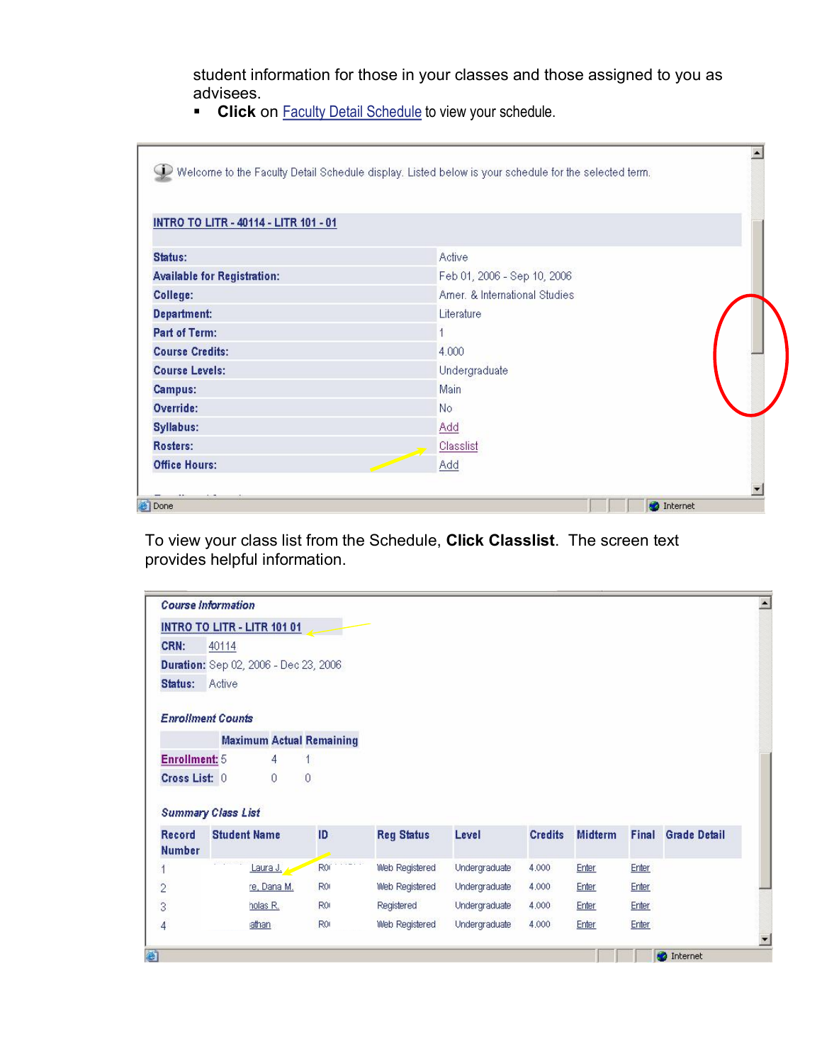student information for those in your classes and those assigned to you as advisees.

- **Click** on Faculty Detail Schedule to view your schedule.

Welcome to the Faculty Detail Schedule display. Listed below is your schedule for the selected term.

INTRO TO LITR - 40114 - LITR 101 - 01

| | |
|---|---|
| **Status:** | Active |
| **Available for Registration:** | Feb 01, 2006 - Sep 10, 2006 |
| **College:** | Amer. & International Studies |
| **Department:** | Literature |
| **Part of Term:** | 1 |
| **Course Credits:** | 4.000 |
| **Course Levels:** | Undergraduate |
| **Campus:** | Main |
| **Override:** | No |
| **Syllabus:** | Add |
| **Rosters:** | Classlist |
| **Office Hours:** | Add |

To view your class list from the Schedule, **Click Classlist**. The screen text provides helpful information.

*Course Information*

INTRO TO LITR - LITR 101 01

| | |
|---|---|
| **CRN:** | 40114 |
| **Duration:** | Sep 02, 2006 - Dec 23, 2006 |
| **Status:** | Active |

*Enrollment Counts*

| | Maximum | Actual | Remaining |
|---|---|---|---|
| **Enrollment:** | 5 | 4 | 1 |
| **Cross List:** | 0 | 0 | 0 |

*Summary Class List*

| Record Number | Student Name | ID | Reg Status | Level | Credits | Midterm | Final | Grade Detail |
|---|---|---|---|---|---|---|---|---|
| 1 | Laura J. | R0 | Web Registered | Undergraduate | 4.000 | Enter | Enter | |
| 2 | re, Dana M. | R0 | Web Registered | Undergraduate | 4.000 | Enter | Enter | |
| 3 | holas R. | R0 | Registered | Undergraduate | 4.000 | Enter | Enter | |
| 4 | athan | R0 | Web Registered | Undergraduate | 4.000 | Enter | Enter | |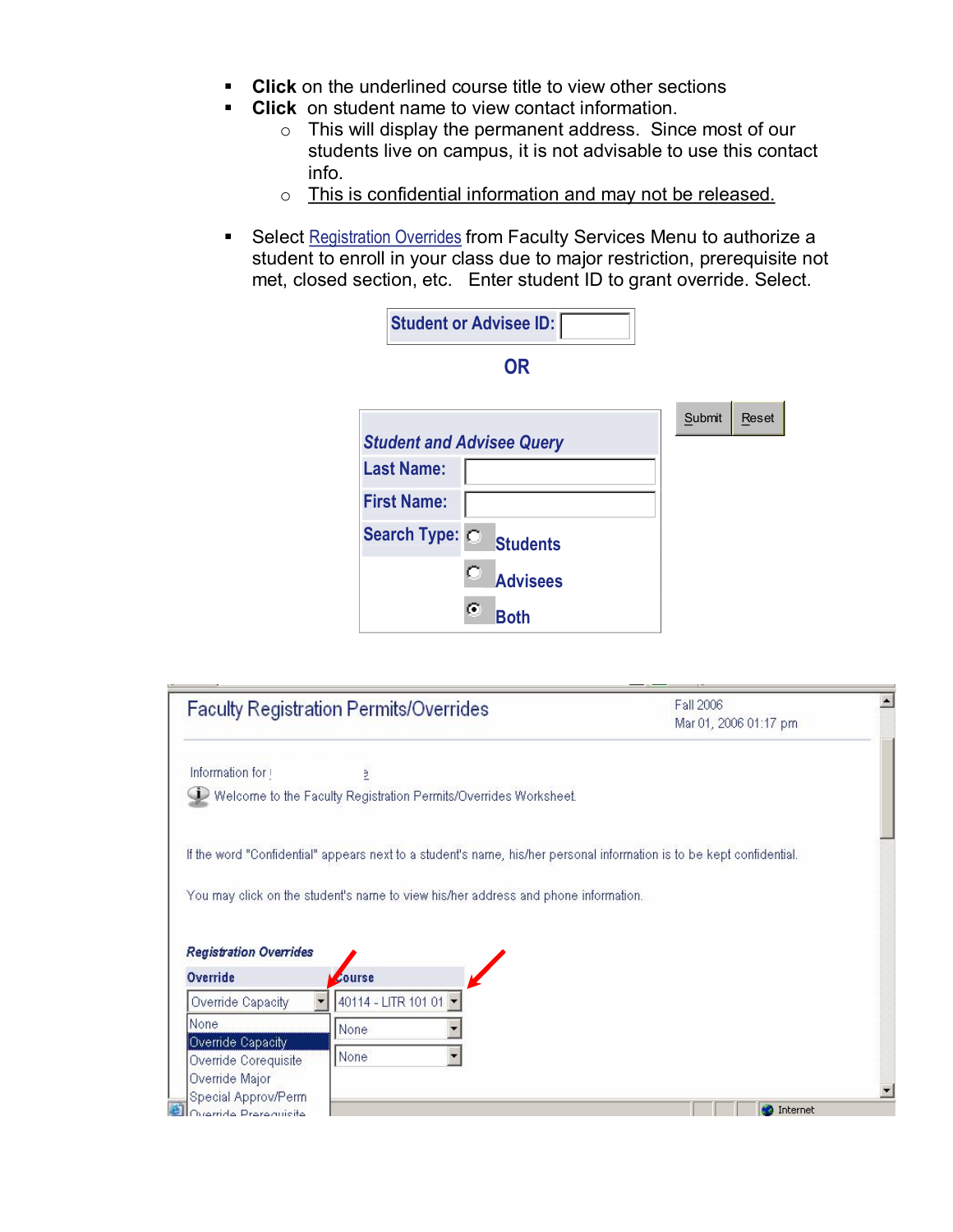- **Click** on the underlined course title to view other sections
- **Click** on student name to view contact information.
  - This will display the permanent address. Since most of our students live on campus, it is not advisable to use this contact info.
  - This is confidential information and may not be released.

- Select Registration Overrides from Faculty Services Menu to authorize a student to enroll in your class due to major restriction, prerequisite not met, closed section, etc. Enter student ID to grant override. Select.

**Student or Advisee ID:**

**OR**

***Student and Advisee Query***

**Last Name:**

**First Name:**

**Search Type:** Students / Advisees / Both

Submit Reset

Faculty Registration Permits/Overrides

Fall 2006
Mar 01, 2006 01:17 pm

Information for

Welcome to the Faculty Registration Permits/Overrides Worksheet.

If the word "Confidential" appears next to a student's name, his/her personal information is to be kept confidential.

You may click on the student's name to view his/her address and phone information.

***Registration Overrides***

| Override | Course |
| --- | --- |
| Override Capacity | 40114 - LITR 101 01 |
| | None |
| | None |

None
Override Capacity
Override Corequisite
Override Major
Special Approv/Perm
Override Prerequisite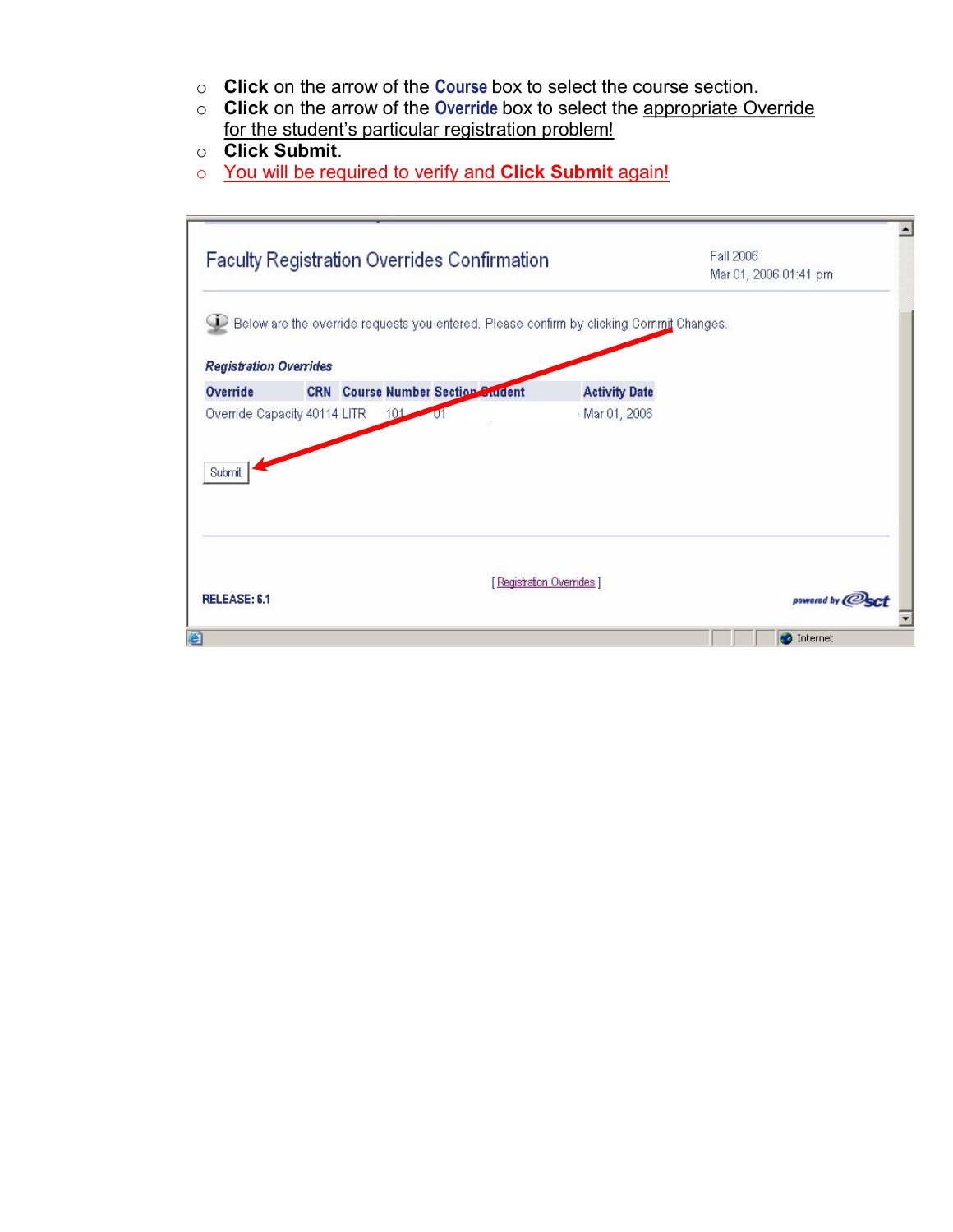- **Click** on the arrow of the **Course** box to select the course section.
- **Click** on the arrow of the **Override** box to select the appropriate Override for the student's particular registration problem!
- **Click Submit**.
- You will be required to verify and **Click Submit** again!

Faculty Registration Overrides Confirmation

Fall 2006
Mar 01, 2006 01:41 pm

Below are the override requests you entered. Please confirm by clicking Commit Changes.

*Registration Overrides*

| Override | CRN | Course Number | Section | Student | Activity Date |
|---|---|---|---|---|---|
| Override Capacity | 40114 | LITR 101 | 01 | | Mar 01, 2006 |

Submit

[ Registration Overrides ]

RELEASE: 6.1

powered by sct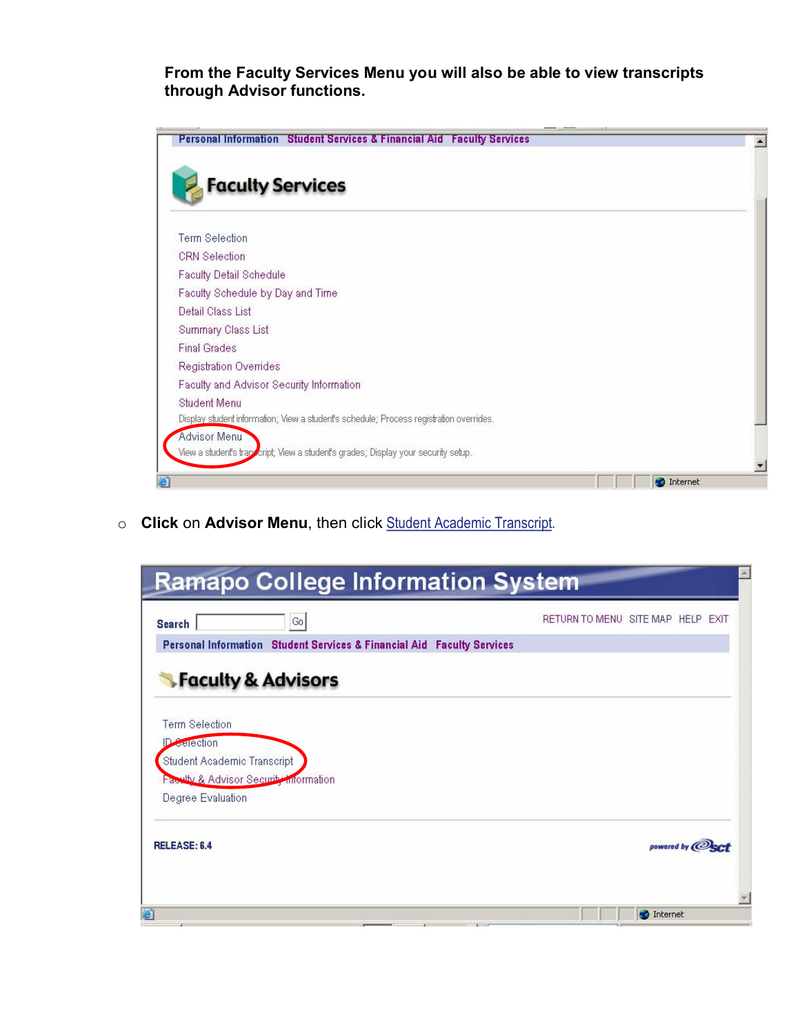**From the Faculty Services Menu you will also be able to view transcripts through Advisor functions.**

Personal Information Student Services & Financial Aid Faculty Services

Faculty Services

Term Selection
CRN Selection
Faculty Detail Schedule
Faculty Schedule by Day and Time
Detail Class List
Summary Class List
Final Grades
Registration Overrides
Faculty and Advisor Security Information
Student Menu
Display student information; View a student's schedule; Process registration overrides.
Advisor Menu
View a student's transcript; View a student's grades; Display your security setup.

- **Click** on **Advisor Menu**, then click Student Academic Transcript.

Ramapo College Information System

Search Go RETURN TO MENU SITE MAP HELP EXIT

Personal Information Student Services & Financial Aid Faculty Services

Faculty & Advisors

Term Selection
ID Selection
Student Academic Transcript
Faculty & Advisor Security Information
Degree Evaluation

RELEASE: 6.4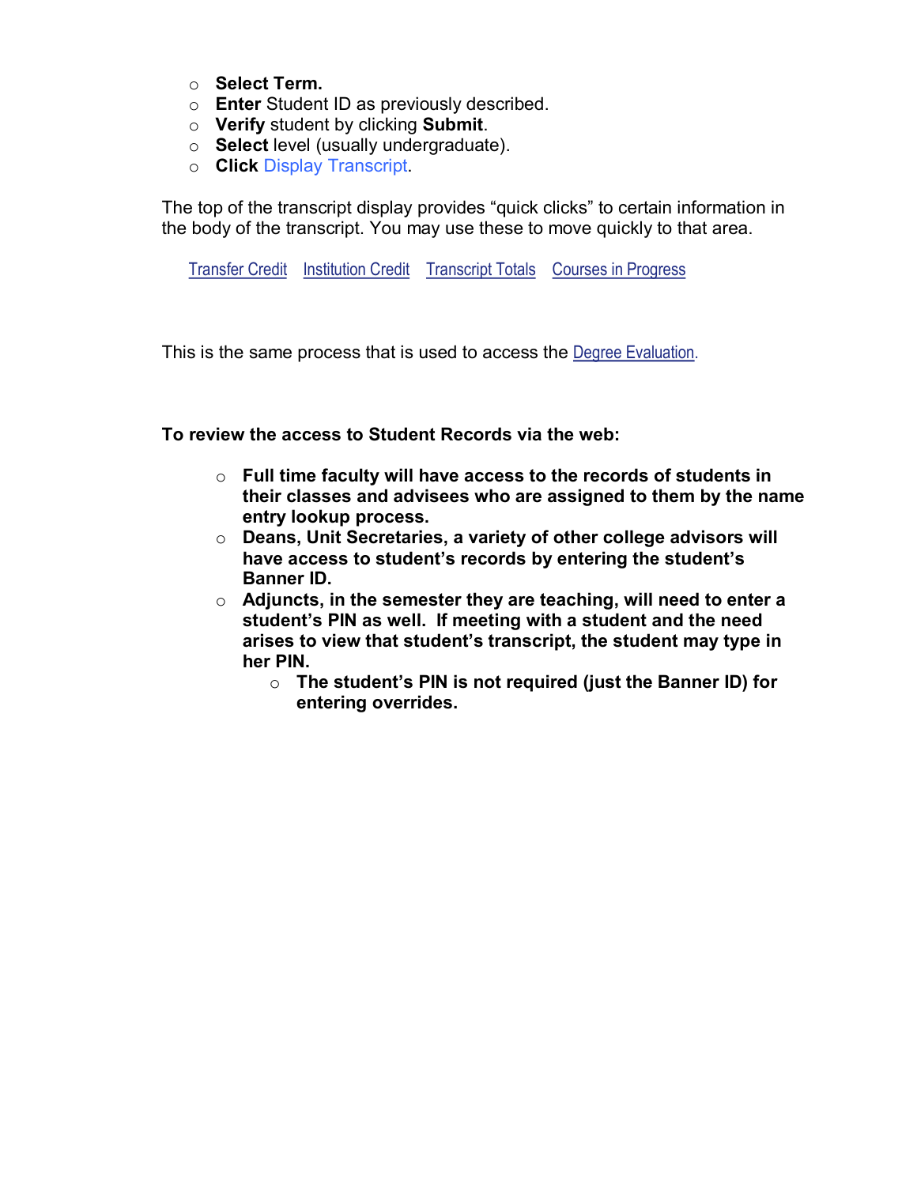- **Select Term.**
- **Enter** Student ID as previously described.
- **Verify** student by clicking **Submit**.
- **Select** level (usually undergraduate).
- **Click** Display Transcript.

The top of the transcript display provides "quick clicks" to certain information in the body of the transcript. You may use these to move quickly to that area.

Transfer Credit   Institution Credit   Transcript Totals   Courses in Progress

This is the same process that is used to access the Degree Evaluation.

**To review the access to Student Records via the web:**

- **Full time faculty will have access to the records of students in their classes and advisees who are assigned to them by the name entry lookup process.**
- **Deans, Unit Secretaries, a variety of other college advisors will have access to student's records by entering the student's Banner ID.**
- **Adjuncts, in the semester they are teaching, will need to enter a student's PIN as well. If meeting with a student and the need arises to view that student's transcript, the student may type in her PIN.**
  - **The student's PIN is not required (just the Banner ID) for entering overrides.**